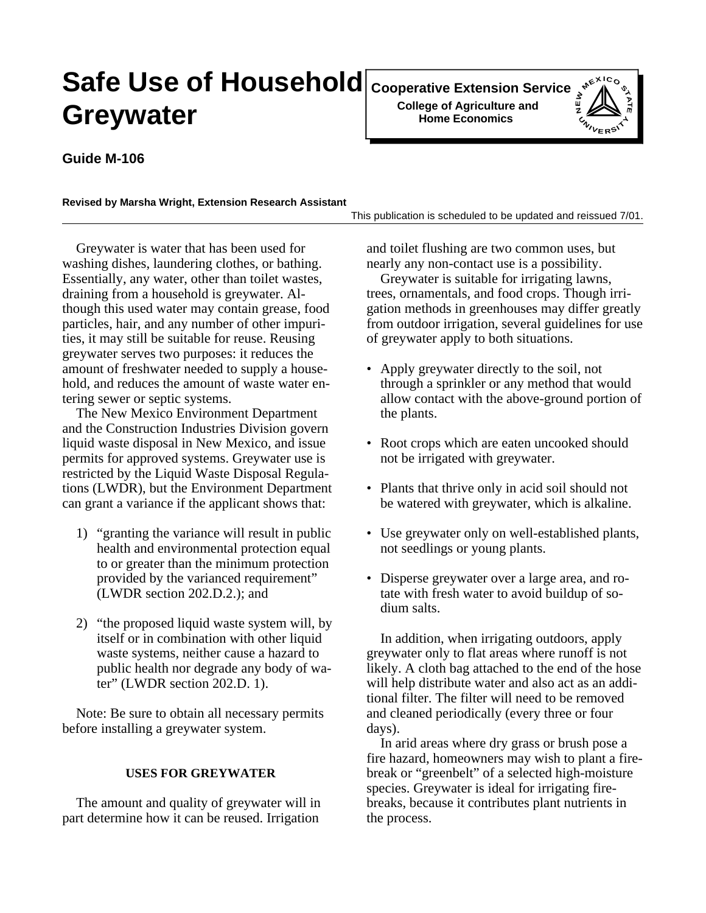# Safe Use of Household Greywater

**Cooperative Extension Service**
**College of Agriculture and Home Economics**

NEW MEXICO STATE UNIVERSITY

**Guide M-106**

**Revised by Marsha Wright, Extension Research Assistant**

This publication is scheduled to be updated and reissued 7/01.

Greywater is water that has been used for washing dishes, laundering clothes, or bathing. Essentially, any water, other than toilet wastes, draining from a household is greywater. Although this used water may contain grease, food particles, hair, and any number of other impurities, it may still be suitable for reuse. Reusing greywater serves two purposes: it reduces the amount of freshwater needed to supply a household, and reduces the amount of waste water entering sewer or septic systems.

The New Mexico Environment Department and the Construction Industries Division govern liquid waste disposal in New Mexico, and issue permits for approved systems. Greywater use is restricted by the Liquid Waste Disposal Regulations (LWDR), but the Environment Department can grant a variance if the applicant shows that:

1) "granting the variance will result in public health and environmental protection equal to or greater than the minimum protection provided by the varianced requirement" (LWDR section 202.D.2.); and

2) "the proposed liquid waste system will, by itself or in combination with other liquid waste systems, neither cause a hazard to public health nor degrade any body of water" (LWDR section 202.D. 1).

Note: Be sure to obtain all necessary permits before installing a greywater system.

## USES FOR GREYWATER

The amount and quality of greywater will in part determine how it can be reused. Irrigation and toilet flushing are two common uses, but nearly any non-contact use is a possibility.

Greywater is suitable for irrigating lawns, trees, ornamentals, and food crops. Though irrigation methods in greenhouses may differ greatly from outdoor irrigation, several guidelines for use of greywater apply to both situations.

- Apply greywater directly to the soil, not through a sprinkler or any method that would allow contact with the above-ground portion of the plants.
- Root crops which are eaten uncooked should not be irrigated with greywater.
- Plants that thrive only in acid soil should not be watered with greywater, which is alkaline.
- Use greywater only on well-established plants, not seedlings or young plants.
- Disperse greywater over a large area, and rotate with fresh water to avoid buildup of sodium salts.

In addition, when irrigating outdoors, apply greywater only to flat areas where runoff is not likely. A cloth bag attached to the end of the hose will help distribute water and also act as an additional filter. The filter will need to be removed and cleaned periodically (every three or four days).

In arid areas where dry grass or brush pose a fire hazard, homeowners may wish to plant a firebreak or "greenbelt" of a selected high-moisture species. Greywater is ideal for irrigating firebreaks, because it contributes plant nutrients in the process.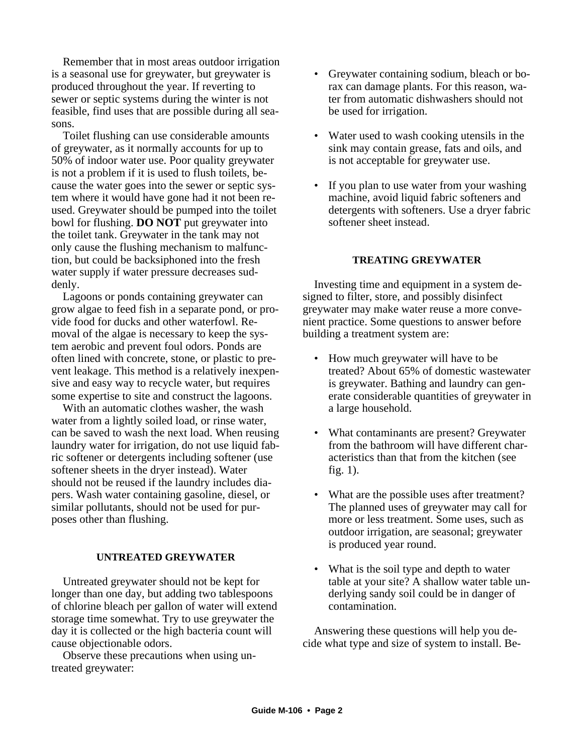Remember that in most areas outdoor irrigation is a seasonal use for greywater, but greywater is produced throughout the year. If reverting to sewer or septic systems during the winter is not feasible, find uses that are possible during all seasons.

Toilet flushing can use considerable amounts of greywater, as it normally accounts for up to 50% of indoor water use. Poor quality greywater is not a problem if it is used to flush toilets, because the water goes into the sewer or septic system where it would have gone had it not been reused. Greywater should be pumped into the toilet bowl for flushing. **DO NOT** put greywater into the toilet tank. Greywater in the tank may not only cause the flushing mechanism to malfunction, but could be backsiphoned into the fresh water supply if water pressure decreases suddenly.

Lagoons or ponds containing greywater can grow algae to feed fish in a separate pond, or provide food for ducks and other waterfowl. Removal of the algae is necessary to keep the system aerobic and prevent foul odors. Ponds are often lined with concrete, stone, or plastic to prevent leakage. This method is a relatively inexpensive and easy way to recycle water, but requires some expertise to site and construct the lagoons.

With an automatic clothes washer, the wash water from a lightly soiled load, or rinse water, can be saved to wash the next load. When reusing laundry water for irrigation, do not use liquid fabric softener or detergents including softener (use softener sheets in the dryer instead). Water should not be reused if the laundry includes diapers. Wash water containing gasoline, diesel, or similar pollutants, should not be used for purposes other than flushing.

## UNTREATED GREYWATER

Untreated greywater should not be kept for longer than one day, but adding two tablespoons of chlorine bleach per gallon of water will extend storage time somewhat. Try to use greywater the day it is collected or the high bacteria count will cause objectionable odors.

Observe these precautions when using untreated greywater:

- Greywater containing sodium, bleach or borax can damage plants. For this reason, water from automatic dishwashers should not be used for irrigation.
- Water used to wash cooking utensils in the sink may contain grease, fats and oils, and is not acceptable for greywater use.
- If you plan to use water from your washing machine, avoid liquid fabric softeners and detergents with softeners. Use a dryer fabric softener sheet instead.

## TREATING GREYWATER

Investing time and equipment in a system designed to filter, store, and possibly disinfect greywater may make water reuse a more convenient practice. Some questions to answer before building a treatment system are:

- How much greywater will have to be treated? About 65% of domestic wastewater is greywater. Bathing and laundry can generate considerable quantities of greywater in a large household.
- What contaminants are present? Greywater from the bathroom will have different characteristics than that from the kitchen (see fig. 1).
- What are the possible uses after treatment? The planned uses of greywater may call for more or less treatment. Some uses, such as outdoor irrigation, are seasonal; greywater is produced year round.
- What is the soil type and depth to water table at your site? A shallow water table underlying sandy soil could be in danger of contamination.

Answering these questions will help you decide what type and size of system to install. Be-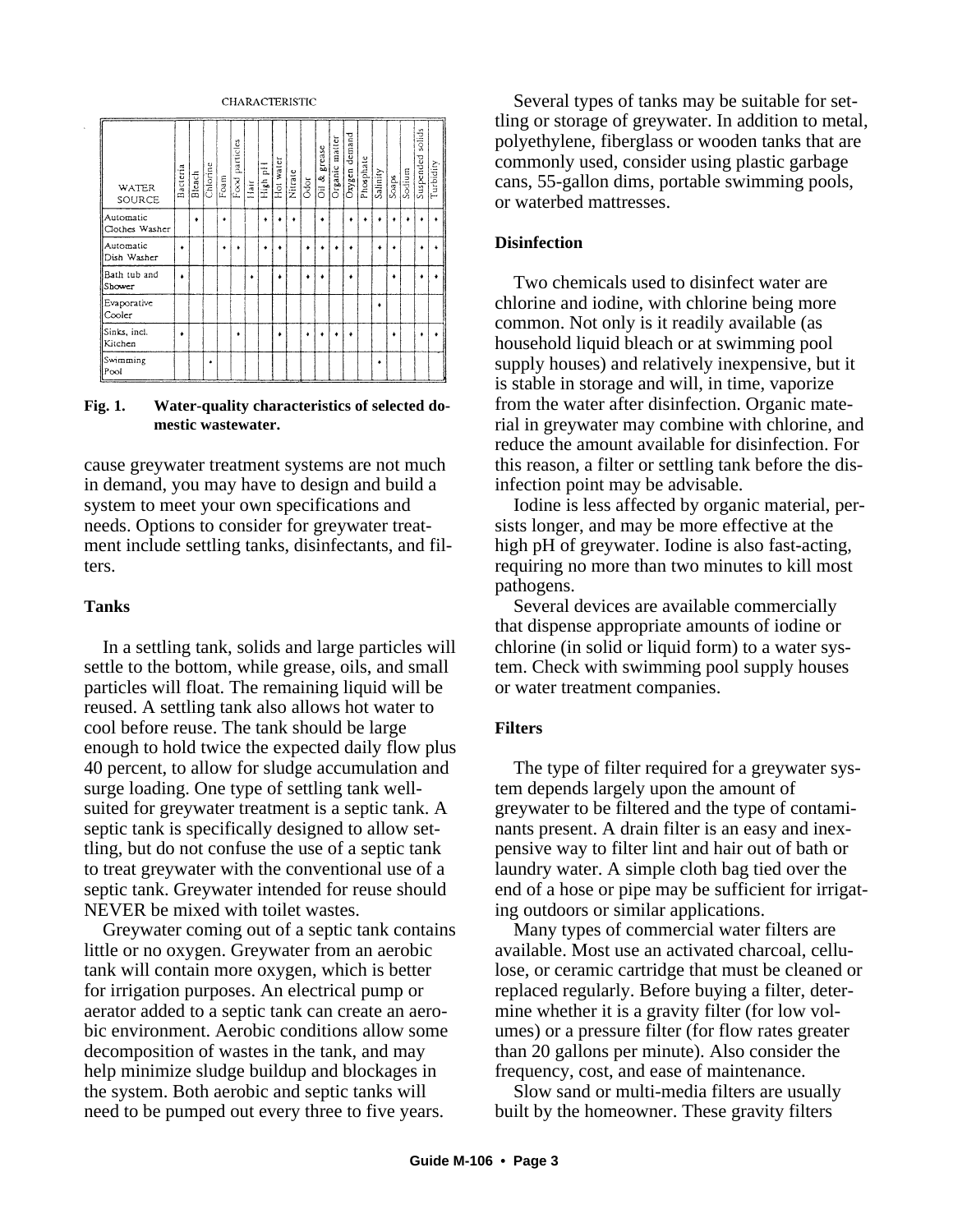CHARACTERISTIC

| WATER SOURCE | Bacteria | Bleach | Chlorine | Foam | Food particles | Hair | High pH | Hot water | Nitrate | Odor | Oil & grease | Organic matter | Oxygen demand | Phosphate | Salinity | Soaps | Sodium | Suspended solids | Turbidity |
|---|---|---|---|---|---|---|---|---|---|---|---|---|---|---|---|---|---|---|---|
| Automatic Clothes Washer | | • | | • | | | • | • | • | | • | | • | • | • | • | • | • | • |
| Automatic Dish Washer | • | | | • | • | | • | • | | • | • | • | • | | • | • | | • | • |
| Bath tub and Shower | • | | | | | • | | • | | • | • | | • | | | • | | • | • |
| Evaporative Cooler | | | | | | | | | | | | | | | • | | | | |
| Sinks, incl. Kitchen | • | | | | • | | | • | | • | • | • | • | | | • | | • | • |
| Swimming Pool | | | • | | | | | | | | | | | | • | | | | |

**Fig. 1. Water-quality characteristics of selected domestic wastewater.**

cause greywater treatment systems are not much in demand, you may have to design and build a system to meet your own specifications and needs. Options to consider for greywater treatment include settling tanks, disinfectants, and filters.

**Tanks**

In a settling tank, solids and large particles will settle to the bottom, while grease, oils, and small particles will float. The remaining liquid will be reused. A settling tank also allows hot water to cool before reuse. The tank should be large enough to hold twice the expected daily flow plus 40 percent, to allow for sludge accumulation and surge loading. One type of settling tank well-suited for greywater treatment is a septic tank. A septic tank is specifically designed to allow settling, but do not confuse the use of a septic tank to treat greywater with the conventional use of a septic tank. Greywater intended for reuse should NEVER be mixed with toilet wastes.

Greywater coming out of a septic tank contains little or no oxygen. Greywater from an aerobic tank will contain more oxygen, which is better for irrigation purposes. An electrical pump or aerator added to a septic tank can create an aerobic environment. Aerobic conditions allow some decomposition of wastes in the tank, and may help minimize sludge buildup and blockages in the system. Both aerobic and septic tanks will need to be pumped out every three to five years.

Several types of tanks may be suitable for settling or storage of greywater. In addition to metal, polyethylene, fiberglass or wooden tanks that are commonly used, consider using plastic garbage cans, 55-gallon dims, portable swimming pools, or waterbed mattresses.

**Disinfection**

Two chemicals used to disinfect water are chlorine and iodine, with chlorine being more common. Not only is it readily available (as household liquid bleach or at swimming pool supply houses) and relatively inexpensive, but it is stable in storage and will, in time, vaporize from the water after disinfection. Organic material in greywater may combine with chlorine, and reduce the amount available for disinfection. For this reason, a filter or settling tank before the disinfection point may be advisable.

Iodine is less affected by organic material, persists longer, and may be more effective at the high pH of greywater. Iodine is also fast-acting, requiring no more than two minutes to kill most pathogens.

Several devices are available commercially that dispense appropriate amounts of iodine or chlorine (in solid or liquid form) to a water system. Check with swimming pool supply houses or water treatment companies.

**Filters**

The type of filter required for a greywater system depends largely upon the amount of greywater to be filtered and the type of contaminants present. A drain filter is an easy and inexpensive way to filter lint and hair out of bath or laundry water. A simple cloth bag tied over the end of a hose or pipe may be sufficient for irrigating outdoors or similar applications.

Many types of commercial water filters are available. Most use an activated charcoal, cellulose, or ceramic cartridge that must be cleaned or replaced regularly. Before buying a filter, determine whether it is a gravity filter (for low volumes) or a pressure filter (for flow rates greater than 20 gallons per minute). Also consider the frequency, cost, and ease of maintenance.

Slow sand or multi-media filters are usually built by the homeowner. These gravity filters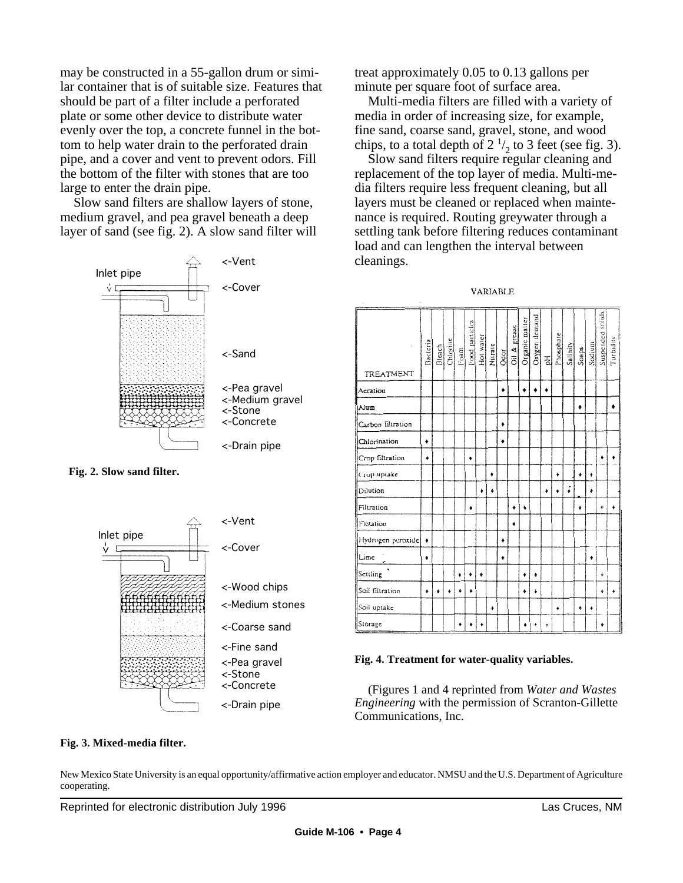may be constructed in a 55-gallon drum or similar container that is of suitable size. Features that should be part of a filter include a perforated plate or some other device to distribute water evenly over the top, a concrete funnel in the bottom to help water drain to the perforated drain pipe, and a cover and vent to prevent odors. Fill the bottom of the filter with stones that are too large to enter the drain pipe.

Slow sand filters are shallow layers of stone, medium gravel, and pea gravel beneath a deep layer of sand (see fig. 2). A slow sand filter will treat approximately 0.05 to 0.13 gallons per minute per square foot of surface area.

Inlet pipe
<-Vent
<-Cover
<-Sand
<-Pea gravel
<-Medium gravel
<-Stone
<-Concrete
<-Drain pipe

**Fig. 2. Slow sand filter.**

Inlet pipe
<-Vent
<-Cover
<-Wood chips
<-Medium stones
<-Coarse sand
<-Fine sand
<-Pea gravel
<-Stone
<-Concrete
<-Drain pipe

**Fig. 3. Mixed-media filter.**

Multi-media filters are filled with a variety of media in order of increasing size, for example, fine sand, coarse sand, gravel, stone, and wood chips, to a total depth of $2\ ^{1}/_{2}$ to 3 feet (see fig. 3).

Slow sand filters require regular cleaning and replacement of the top layer of media. Multi-media filters require less frequent cleaning, but all layers must be cleaned or replaced when maintenance is required. Routing greywater through a settling tank before filtering reduces contaminant load and can lengthen the interval between cleanings.

| | VARIABLE | | | | | | | | | | | | | | | | | |
|---|---|---|---|---|---|---|---|---|---|---|---|---|---|---|---|---|---|---|
| TREATMENT | Bacteria | Bleach | Chlorine | Foam | Food particles | Hot water | Nitrate | Odor | Oil & grease | Organic matter | Oxygen demand | pH | Phosphate | Salinity | Soaps | Sodium | Suspended solids | Turbidity |
| Aeration | | | | | | | | ♦ | | ♦ | ♦ | ♦ | | | | | | |
| Alum | | | | | | | | | | | | | | | ♦ | | | ♦ |
| Carbon filtration | | | | | | | | ♦ | | | | | | | | | | |
| Chlorination | ♦ | | | | | | | ♦ | | | | | | | | | | |
| Crop filtration | ♦ | | | | ♦ | | | | | | | | | | | | ♦ | ♦ |
| Crop uptake | | | | | | | ♦ | | | | | | ♦ | | ♦ | ♦ | | |
| Dilution | | | | | | ♦ | ♦ | | | | | ♦ | ♦ | ♦ | | ♦ | | |
| Filtration | | | | | ♦ | | | | ♦ | ♦ | | | | | ♦ | | ♦ | ♦ |
| Flotation | | | | | | | | | ♦ | | | | | | | | | |
| Hydrogen peroxide | ♦ | | | | | | | ♦ | | | | | | | | | | |
| Lime | ♦ | | | | | | | ♦ | | | | | | | | ♦ | | |
| Settling | | | | ♦ | ♦ | ♦ | | | | ♦ | ♦ | | | | | | ♦ | |
| Soil filtration | ♦ | ♦ | ♦ | ♦ | ♦ | | | | | ♦ | ♦ | | | | | | ♦ | ♦ |
| Soil uptake | | | | | | | ♦ | | | | | | ♦ | | ♦ | ♦ | | |
| Storage | | | | ♦ | ♦ | ♦ | | | | ♦ | ♦ | ♦ | | | | | ♦ | |

**Fig. 4. Treatment for water-quality variables.**

(Figures 1 and 4 reprinted from *Water and Wastes Engineering* with the permission of Scranton-Gillette Communications, Inc.

New Mexico State University is an equal opportunity/affirmative action employer and educator. NMSU and the U.S. Department of Agriculture cooperating.

Reprinted for electronic distribution July 1996 Las Cruces, NM